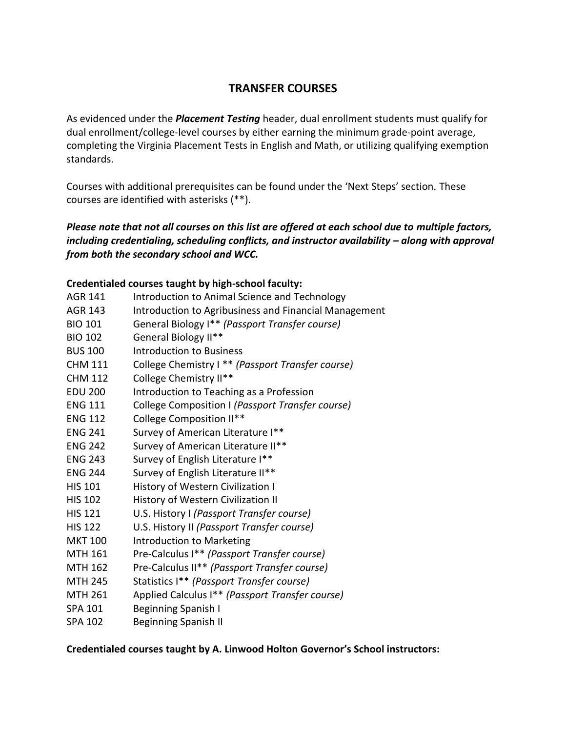# TRANSFER COURSES

As evidenced under the ***Placement Testing*** header, dual enrollment students must qualify for dual enrollment/college-level courses by either earning the minimum grade-point average, completing the Virginia Placement Tests in English and Math, or utilizing qualifying exemption standards.

Courses with additional prerequisites can be found under the 'Next Steps' section. These courses are identified with asterisks (**).

***Please note that not all courses on this list are offered at each school due to multiple factors, including credentialing, scheduling conflicts, and instructor availability – along with approval from both the secondary school and WCC.***

**Credentialed courses taught by high-school faculty:**

| | |
|---|---|
| AGR 141 | Introduction to Animal Science and Technology |
| AGR 143 | Introduction to Agribusiness and Financial Management |
| BIO 101 | General Biology I** *(Passport Transfer course)* |
| BIO 102 | General Biology II** |
| BUS 100 | Introduction to Business |
| CHM 111 | College Chemistry I ** *(Passport Transfer course)* |
| CHM 112 | College Chemistry II** |
| EDU 200 | Introduction to Teaching as a Profession |
| ENG 111 | College Composition I *(Passport Transfer course)* |
| ENG 112 | College Composition II** |
| ENG 241 | Survey of American Literature I** |
| ENG 242 | Survey of American Literature II** |
| ENG 243 | Survey of English Literature I** |
| ENG 244 | Survey of English Literature II** |
| HIS 101 | History of Western Civilization I |
| HIS 102 | History of Western Civilization II |
| HIS 121 | U.S. History I *(Passport Transfer course)* |
| HIS 122 | U.S. History II *(Passport Transfer course)* |
| MKT 100 | Introduction to Marketing |
| MTH 161 | Pre-Calculus I** *(Passport Transfer course)* |
| MTH 162 | Pre-Calculus II** *(Passport Transfer course)* |
| MTH 245 | Statistics I** *(Passport Transfer course)* |
| MTH 261 | Applied Calculus I** *(Passport Transfer course)* |
| SPA 101 | Beginning Spanish I |
| SPA 102 | Beginning Spanish II |

**Credentialed courses taught by A. Linwood Holton Governor's School instructors:**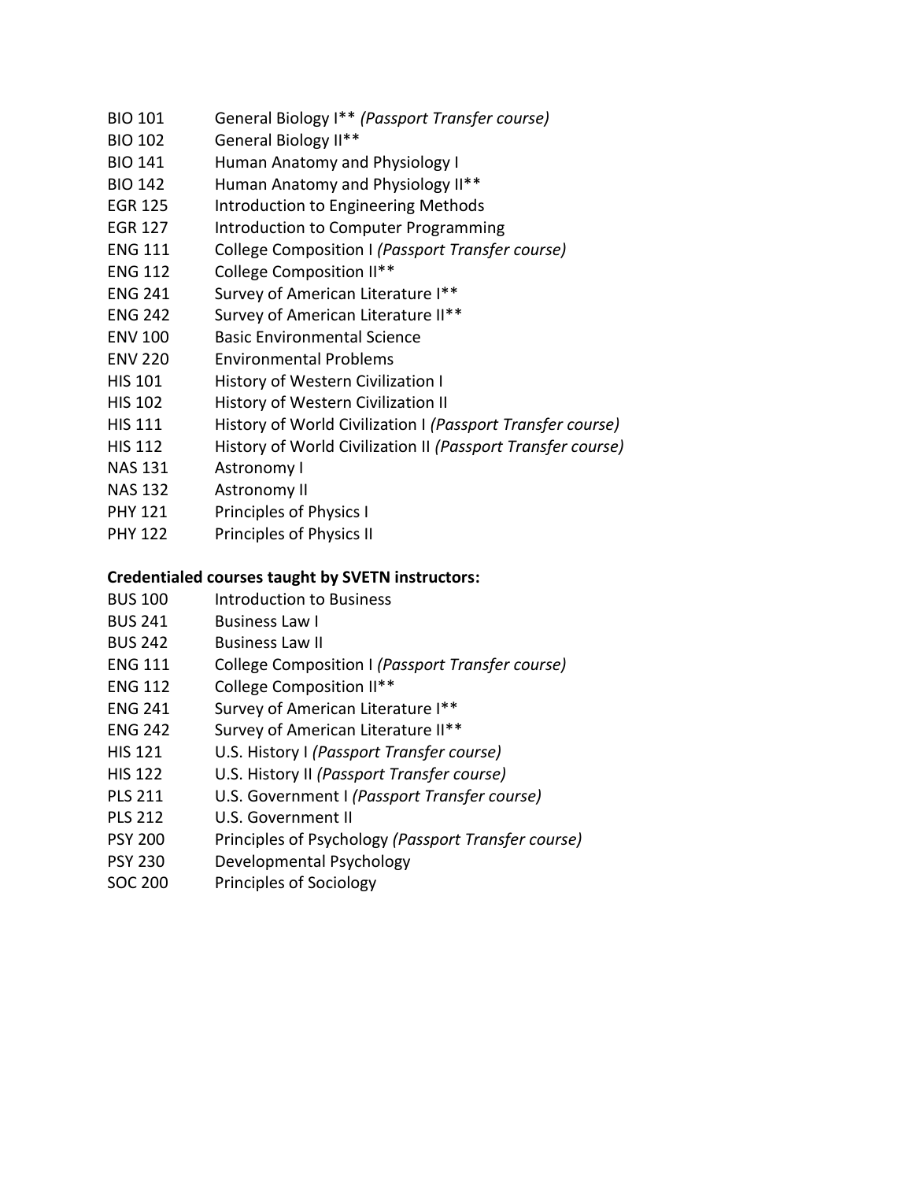BIO 101 General Biology I** *(Passport Transfer course)*
BIO 102 General Biology II**
BIO 141 Human Anatomy and Physiology I
BIO 142 Human Anatomy and Physiology II**
EGR 125 Introduction to Engineering Methods
EGR 127 Introduction to Computer Programming
ENG 111 College Composition I *(Passport Transfer course)*
ENG 112 College Composition II**
ENG 241 Survey of American Literature I**
ENG 242 Survey of American Literature II**
ENV 100 Basic Environmental Science
ENV 220 Environmental Problems
HIS 101 History of Western Civilization I
HIS 102 History of Western Civilization II
HIS 111 History of World Civilization I *(Passport Transfer course)*
HIS 112 History of World Civilization II *(Passport Transfer course)*
NAS 131 Astronomy I
NAS 132 Astronomy II
PHY 121 Principles of Physics I
PHY 122 Principles of Physics II

**Credentialed courses taught by SVETN instructors:**

BUS 100 Introduction to Business
BUS 241 Business Law I
BUS 242 Business Law II
ENG 111 College Composition I *(Passport Transfer course)*
ENG 112 College Composition II**
ENG 241 Survey of American Literature I**
ENG 242 Survey of American Literature II**
HIS 121 U.S. History I *(Passport Transfer course)*
HIS 122 U.S. History II *(Passport Transfer course)*
PLS 211 U.S. Government I *(Passport Transfer course)*
PLS 212 U.S. Government II
PSY 200 Principles of Psychology *(Passport Transfer course)*
PSY 230 Developmental Psychology
SOC 200 Principles of Sociology